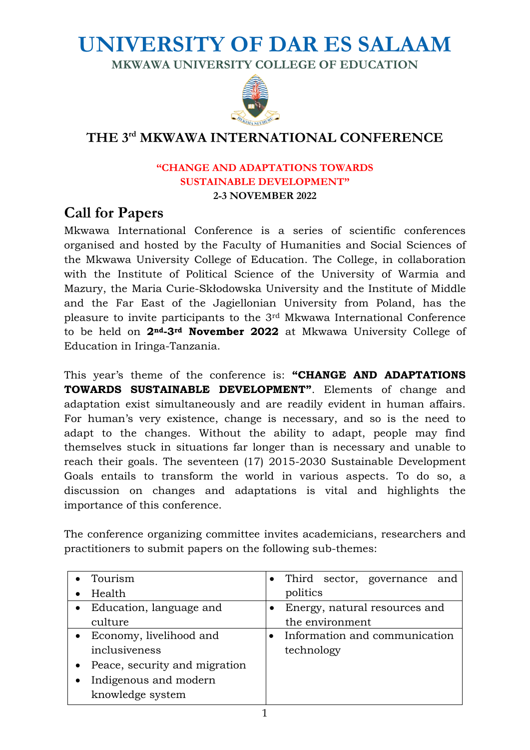# UNIVERSITY OF DAR ES SALAAM

**MKWAWA UNIVERSITY COLLEGE OF EDUCATION**

## THE 3rd MKWAWA INTERNATIONAL CONFERENCE

**"CHANGE AND ADAPTATIONS TOWARDS SUSTAINABLE DEVELOPMENT"**

**2-3 NOVEMBER 2022**

## Call for Papers

Mkwawa International Conference is a series of scientific conferences organised and hosted by the Faculty of Humanities and Social Sciences of the Mkwawa University College of Education. The College, in collaboration with the Institute of Political Science of the University of Warmia and Mazury, the Maria Curie-Skłodowska University and the Institute of Middle and the Far East of the Jagiellonian University from Poland, has the pleasure to invite participants to the 3rd Mkwawa International Conference to be held on **2nd-3rd November 2022** at Mkwawa University College of Education in Iringa-Tanzania.

This year's theme of the conference is: **"CHANGE AND ADAPTATIONS TOWARDS SUSTAINABLE DEVELOPMENT"**. Elements of change and adaptation exist simultaneously and are readily evident in human affairs. For human's very existence, change is necessary, and so is the need to adapt to the changes. Without the ability to adapt, people may find themselves stuck in situations far longer than is necessary and unable to reach their goals. The seventeen (17) 2015-2030 Sustainable Development Goals entails to transform the world in various aspects. To do so, a discussion on changes and adaptations is vital and highlights the importance of this conference.

The conference organizing committee invites academicians, researchers and practitioners to submit papers on the following sub-themes:

| | |
|---|---|
| • Tourism<br>• Health | • Third sector, governance and politics |
| • Education, language and culture | • Energy, natural resources and the environment |
| • Economy, livelihood and inclusiveness<br>• Peace, security and migration<br>• Indigenous and modern knowledge system | • Information and communication technology |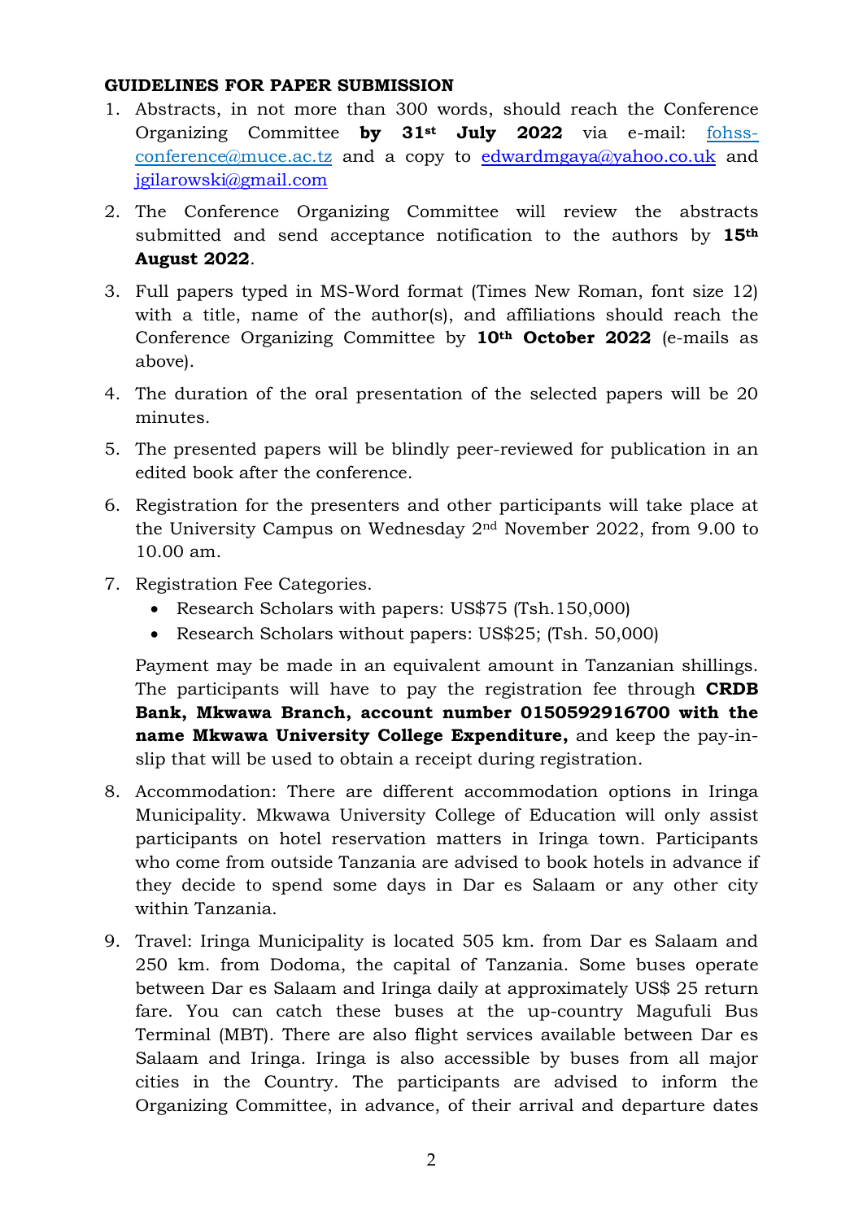**GUIDELINES FOR PAPER SUBMISSION**

1. Abstracts, in not more than 300 words, should reach the Conference Organizing Committee **by 31st July 2022** via e-mail: fohss-conference@muce.ac.tz and a copy to edwardmgaya@yahoo.co.uk and jgilarowski@gmail.com

2. The Conference Organizing Committee will review the abstracts submitted and send acceptance notification to the authors by **15th August 2022**.

3. Full papers typed in MS-Word format (Times New Roman, font size 12) with a title, name of the author(s), and affiliations should reach the Conference Organizing Committee by **10th October 2022** (e-mails as above).

4. The duration of the oral presentation of the selected papers will be 20 minutes.

5. The presented papers will be blindly peer-reviewed for publication in an edited book after the conference.

6. Registration for the presenters and other participants will take place at the University Campus on Wednesday 2nd November 2022, from 9.00 to 10.00 am.

7. Registration Fee Categories.
   - Research Scholars with papers: US$75 (Tsh.150,000)
   - Research Scholars without papers: US$25; (Tsh. 50,000)

   Payment may be made in an equivalent amount in Tanzanian shillings. The participants will have to pay the registration fee through **CRDB Bank, Mkwawa Branch, account number 0150592916700 with the name Mkwawa University College Expenditure,** and keep the pay-in-slip that will be used to obtain a receipt during registration.

8. Accommodation: There are different accommodation options in Iringa Municipality. Mkwawa University College of Education will only assist participants on hotel reservation matters in Iringa town. Participants who come from outside Tanzania are advised to book hotels in advance if they decide to spend some days in Dar es Salaam or any other city within Tanzania.

9. Travel: Iringa Municipality is located 505 km. from Dar es Salaam and 250 km. from Dodoma, the capital of Tanzania. Some buses operate between Dar es Salaam and Iringa daily at approximately US$ 25 return fare. You can catch these buses at the up-country Magufuli Bus Terminal (MBT). There are also flight services available between Dar es Salaam and Iringa. Iringa is also accessible by buses from all major cities in the Country. The participants are advised to inform the Organizing Committee, in advance, of their arrival and departure dates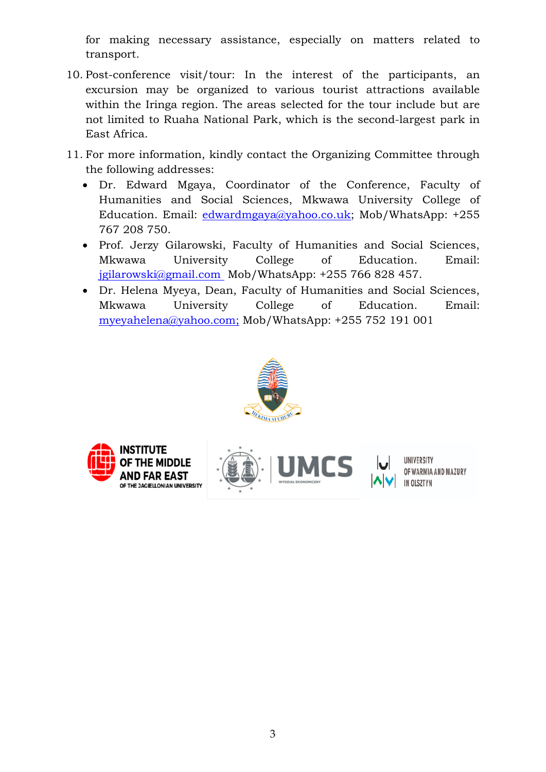for making necessary assistance, especially on matters related to transport.

10. Post-conference visit/tour: In the interest of the participants, an excursion may be organized to various tourist attractions available within the Iringa region. The areas selected for the tour include but are not limited to Ruaha National Park, which is the second-largest park in East Africa.

11. For more information, kindly contact the Organizing Committee through the following addresses:
    - Dr. Edward Mgaya, Coordinator of the Conference, Faculty of Humanities and Social Sciences, Mkwawa University College of Education. Email: edwardmgaya@yahoo.co.uk; Mob/WhatsApp: +255 767 208 750.
    - Prof. Jerzy Gilarowski, Faculty of Humanities and Social Sciences, Mkwawa University College of Education. Email: jgilarowski@gmail.com Mob/WhatsApp: +255 766 828 457.
    - Dr. Helena Myeya, Dean, Faculty of Humanities and Social Sciences, Mkwawa University College of Education. Email: myeyahelena@yahoo.com; Mob/WhatsApp: +255 752 191 001

HEKIMA NI UHURU

INSTITUTE OF THE MIDDLE AND FAR EAST OF THE JAGIELLONIAN UNIVERSITY

UMCS WYDZIAŁ EKONOMICZNY

UNIVERSITY OF WARMIA AND MAZURY IN OLSZTYN